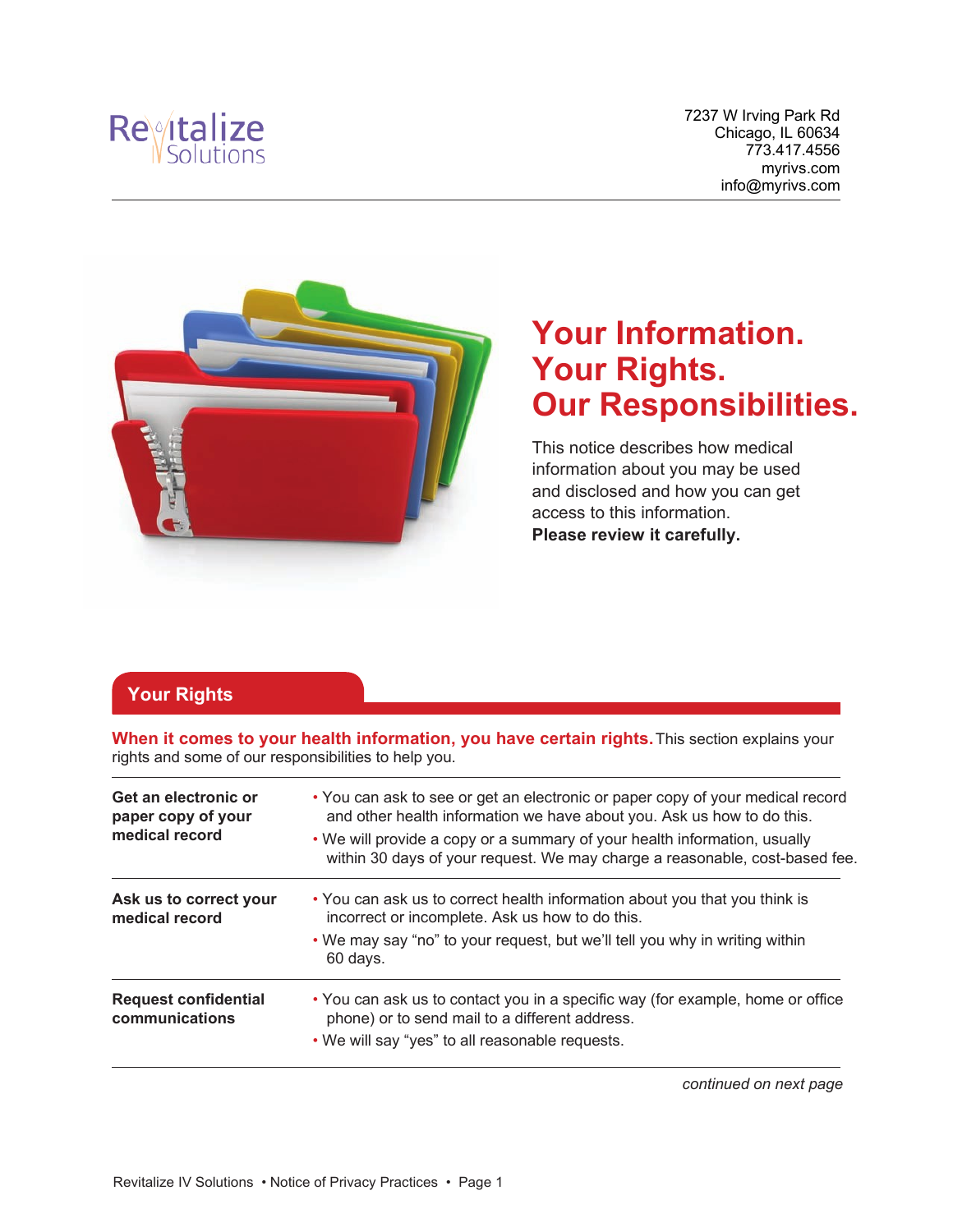Revitalize Solutions

7237 W Irving Park Rd
Chicago, IL 60634
773.417.4556
myrivs.com
info@myrivs.com

# Your Information. Your Rights. Our Responsibilities.

This notice describes how medical information about you may be used and disclosed and how you can get access to this information.
**Please review it carefully.**

## Your Rights

**When it comes to your health information, you have certain rights.** This section explains your rights and some of our responsibilities to help you.

| | |
|---|---|
| **Get an electronic or paper copy of your medical record** | • You can ask to see or get an electronic or paper copy of your medical record and other health information we have about you. Ask us how to do this.<br>• We will provide a copy or a summary of your health information, usually within 30 days of your request. We may charge a reasonable, cost-based fee. |
| **Ask us to correct your medical record** | • You can ask us to correct health information about you that you think is incorrect or incomplete. Ask us how to do this.<br>• We may say "no" to your request, but we'll tell you why in writing within 60 days. |
| **Request confidential communications** | • You can ask us to contact you in a specific way (for example, home or office phone) or to send mail to a different address.<br>• We will say "yes" to all reasonable requests. |

*continued on next page*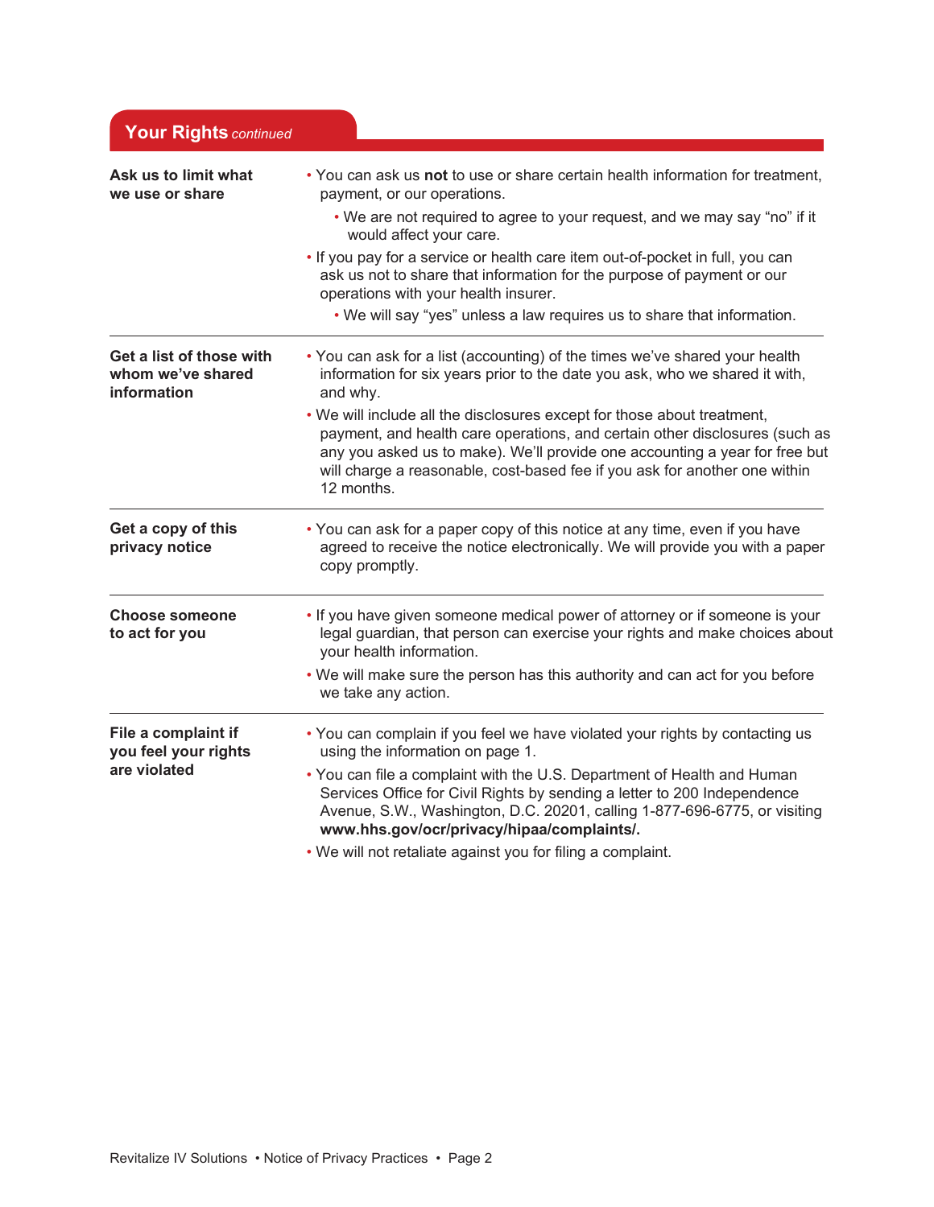## Your Rights *continued*

| | |
|---|---|
| **Ask us to limit what we use or share** | • You can ask us **not** to use or share certain health information for treatment, payment, or our operations.<br>  • We are not required to agree to your request, and we may say "no" if it would affect your care.<br>• If you pay for a service or health care item out-of-pocket in full, you can ask us not to share that information for the purpose of payment or our operations with your health insurer.<br>  • We will say "yes" unless a law requires us to share that information. |
| **Get a list of those with whom we've shared information** | • You can ask for a list (accounting) of the times we've shared your health information for six years prior to the date you ask, who we shared it with, and why.<br>• We will include all the disclosures except for those about treatment, payment, and health care operations, and certain other disclosures (such as any you asked us to make). We'll provide one accounting a year for free but will charge a reasonable, cost-based fee if you ask for another one within 12 months. |
| **Get a copy of this privacy notice** | • You can ask for a paper copy of this notice at any time, even if you have agreed to receive the notice electronically. We will provide you with a paper copy promptly. |
| **Choose someone to act for you** | • If you have given someone medical power of attorney or if someone is your legal guardian, that person can exercise your rights and make choices about your health information.<br>• We will make sure the person has this authority and can act for you before we take any action. |
| **File a complaint if you feel your rights are violated** | • You can complain if you feel we have violated your rights by contacting us using the information on page 1.<br>• You can file a complaint with the U.S. Department of Health and Human Services Office for Civil Rights by sending a letter to 200 Independence Avenue, S.W., Washington, D.C. 20201, calling 1-877-696-6775, or visiting **www.hhs.gov/ocr/privacy/hipaa/complaints/.**<br>• We will not retaliate against you for filing a complaint. |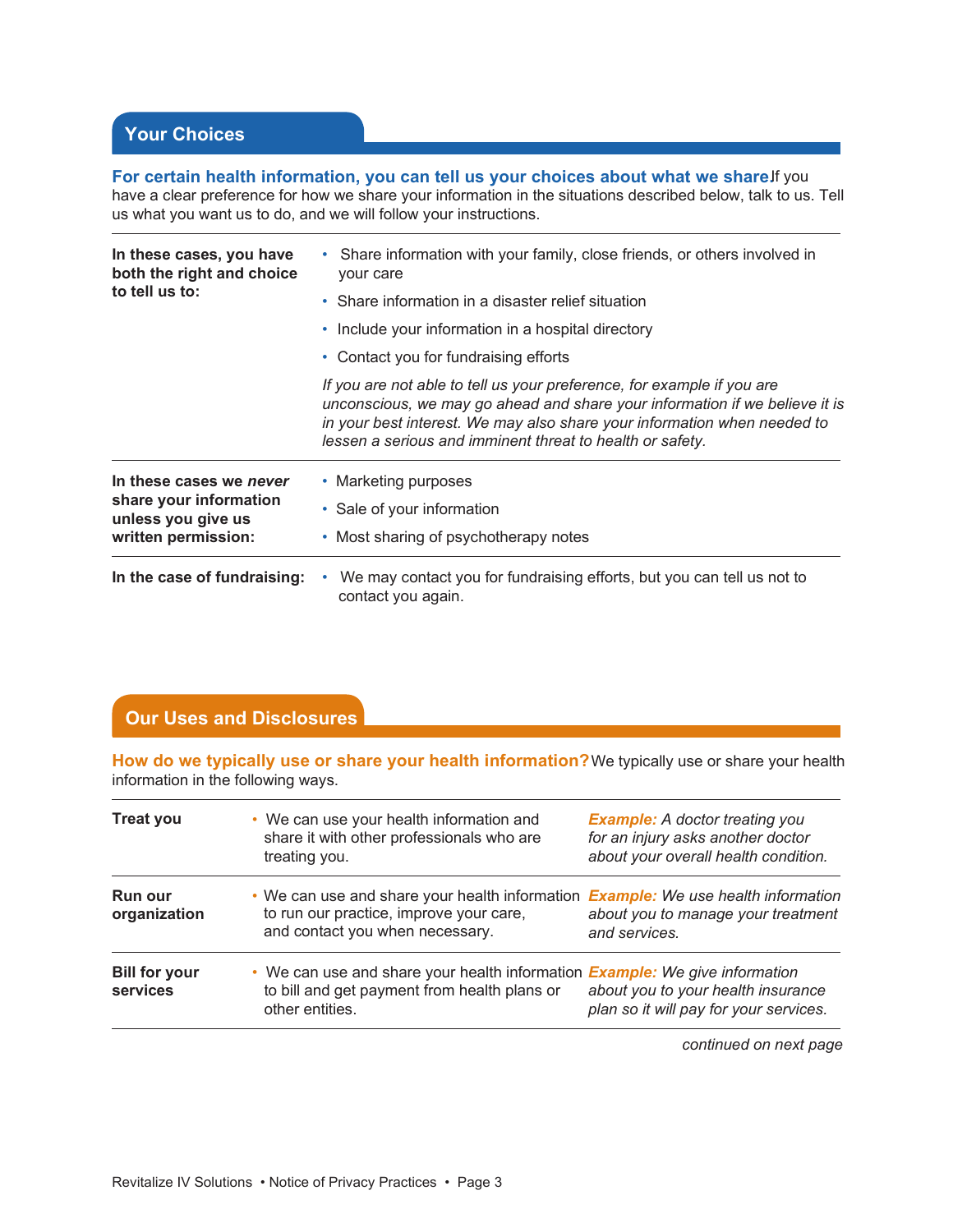## Your Choices

**For certain health information, you can tell us your choices about what we share.** If you have a clear preference for how we share your information in the situations described below, talk to us. Tell us what you want us to do, and we will follow your instructions.

| | |
|---|---|
| **In these cases, you have both the right and choice to tell us to:** | • Share information with your family, close friends, or others involved in your care<br>• Share information in a disaster relief situation<br>• Include your information in a hospital directory<br>• Contact you for fundraising efforts<br>*If you are not able to tell us your preference, for example if you are unconscious, we may go ahead and share your information if we believe it is in your best interest. We may also share your information when needed to lessen a serious and imminent threat to health or safety.* |
| **In these cases we *never* share your information unless you give us written permission:** | • Marketing purposes<br>• Sale of your information<br>• Most sharing of psychotherapy notes |
| **In the case of fundraising:** | • We may contact you for fundraising efforts, but you can tell us not to contact you again. |

## Our Uses and Disclosures

**How do we typically use or share your health information?** We typically use or share your health information in the following ways.

| | | |
|---|---|---|
| **Treat you** | • We can use your health information and share it with other professionals who are treating you. | ***Example:*** *A doctor treating you for an injury asks another doctor about your overall health condition.* |
| **Run our organization** | • We can use and share your health information to run our practice, improve your care, and contact you when necessary. | ***Example:*** *We use health information about you to manage your treatment and services.* |
| **Bill for your services** | • We can use and share your health information to bill and get payment from health plans or other entities. | ***Example:*** *We give information about you to your health insurance plan so it will pay for your services.* |

*continued on next page*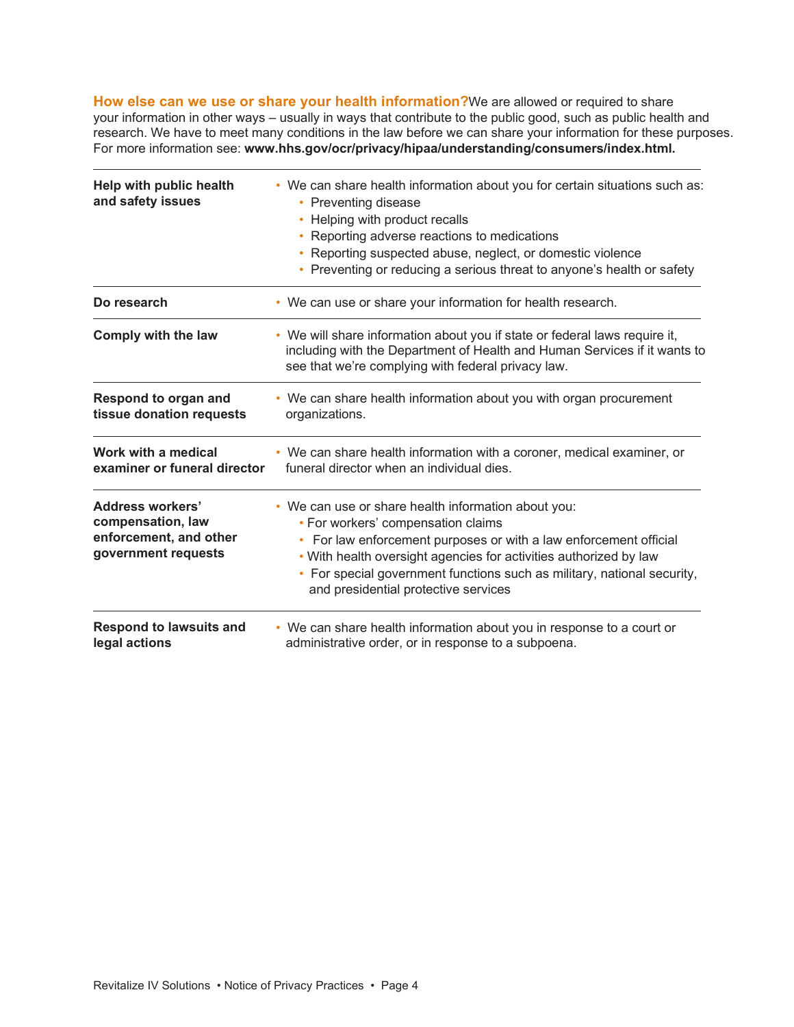**How else can we use or share your health information?** We are allowed or required to share your information in other ways – usually in ways that contribute to the public good, such as public health and research. We have to meet many conditions in the law before we can share your information for these purposes. For more information see: **www.hhs.gov/ocr/privacy/hipaa/understanding/consumers/index.html.**

| | |
|---|---|
| **Help with public health and safety issues** | • We can share health information about you for certain situations such as:<br>• Preventing disease<br>• Helping with product recalls<br>• Reporting adverse reactions to medications<br>• Reporting suspected abuse, neglect, or domestic violence<br>• Preventing or reducing a serious threat to anyone's health or safety |
| **Do research** | • We can use or share your information for health research. |
| **Comply with the law** | • We will share information about you if state or federal laws require it, including with the Department of Health and Human Services if it wants to see that we're complying with federal privacy law. |
| **Respond to organ and tissue donation requests** | • We can share health information about you with organ procurement organizations. |
| **Work with a medical examiner or funeral director** | • We can share health information with a coroner, medical examiner, or funeral director when an individual dies. |
| **Address workers' compensation, law enforcement, and other government requests** | • We can use or share health information about you:<br>• For workers' compensation claims<br>• For law enforcement purposes or with a law enforcement official<br>• With health oversight agencies for activities authorized by law<br>• For special government functions such as military, national security, and presidential protective services |
| **Respond to lawsuits and legal actions** | • We can share health information about you in response to a court or administrative order, or in response to a subpoena. |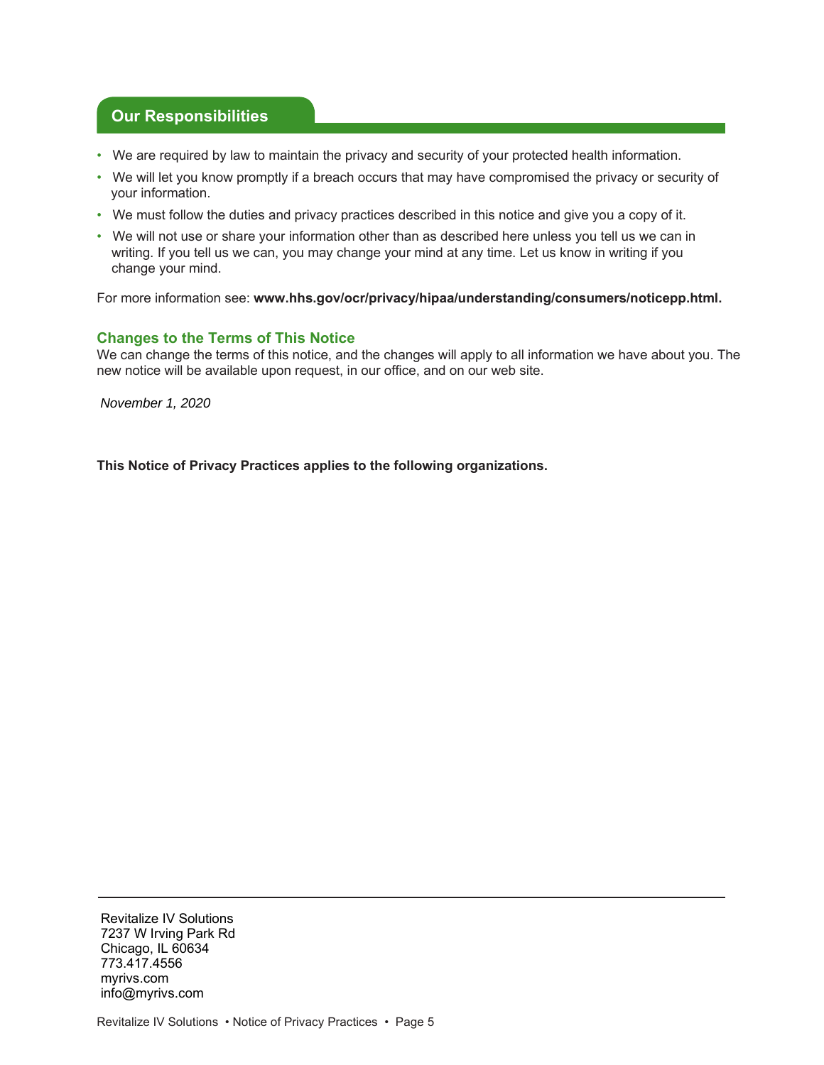## Our Responsibilities

- We are required by law to maintain the privacy and security of your protected health information.
- We will let you know promptly if a breach occurs that may have compromised the privacy or security of your information.
- We must follow the duties and privacy practices described in this notice and give you a copy of it.
- We will not use or share your information other than as described here unless you tell us we can in writing. If you tell us we can, you may change your mind at any time. Let us know in writing if you change your mind.

For more information see: **www.hhs.gov/ocr/privacy/hipaa/understanding/consumers/noticepp.html.**

### Changes to the Terms of This Notice

We can change the terms of this notice, and the changes will apply to all information we have about you. The new notice will be available upon request, in our office, and on our web site.

*November 1, 2020*

**This Notice of Privacy Practices applies to the following organizations.**

---

Revitalize IV Solutions
7237 W Irving Park Rd
Chicago, IL 60634
773.417.4556
myrivs.com
info@myrivs.com